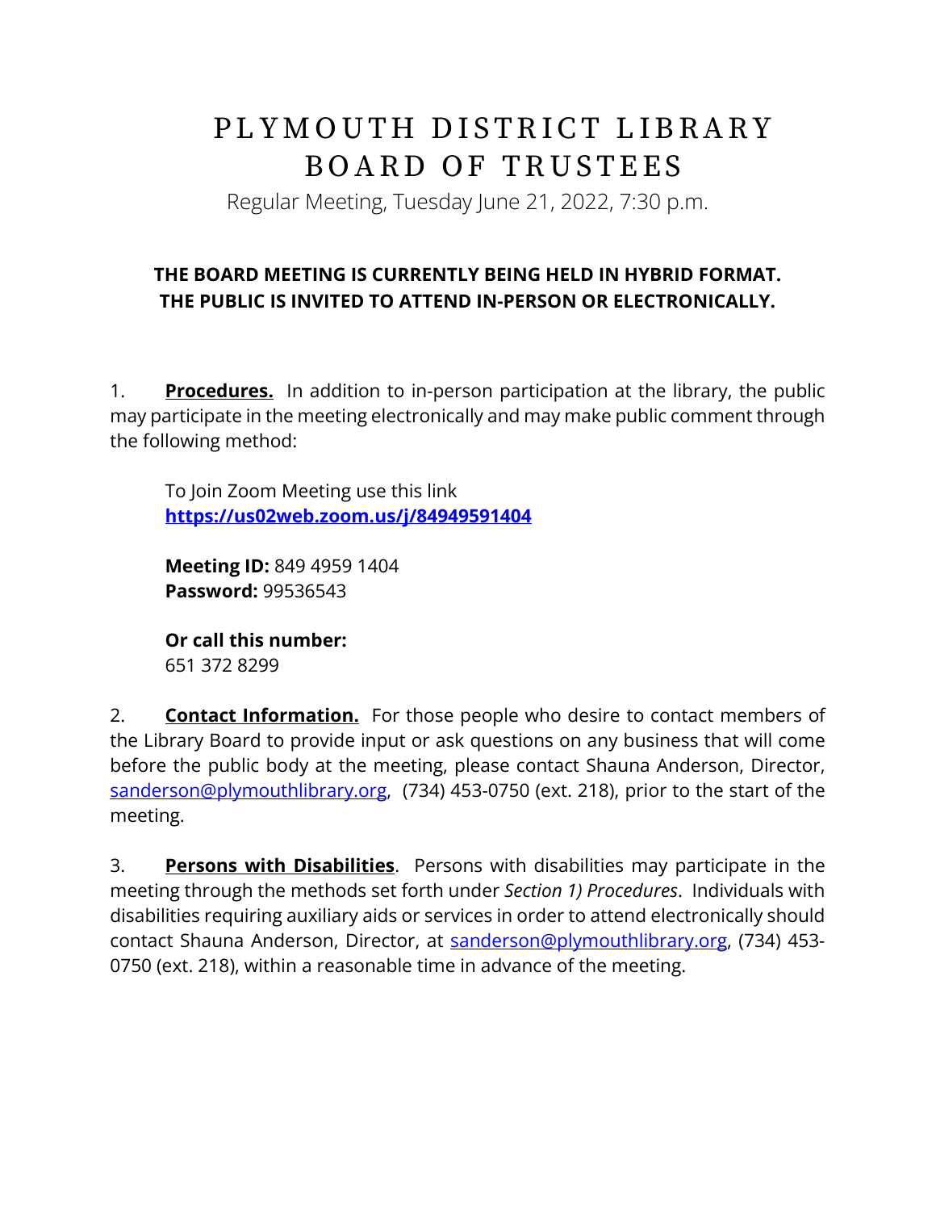# PLYMOUTH DISTRICT LIBRARY BOARD OF TRUSTEES

Regular Meeting, Tuesday June 21, 2022, 7:30 p.m.

**THE BOARD MEETING IS CURRENTLY BEING HELD IN HYBRID FORMAT.**
**THE PUBLIC IS INVITED TO ATTEND IN-PERSON OR ELECTRONICALLY.**

1. **Procedures.** In addition to in-person participation at the library, the public may participate in the meeting electronically and may make public comment through the following method:

   To Join Zoom Meeting use this link
   **https://us02web.zoom.us/j/84949591404**

   **Meeting ID:** 849 4959 1404
   **Password:** 99536543

   **Or call this number:**
   651 372 8299

2. **Contact Information.** For those people who desire to contact members of the Library Board to provide input or ask questions on any business that will come before the public body at the meeting, please contact Shauna Anderson, Director, sanderson@plymouthlibrary.org, (734) 453-0750 (ext. 218), prior to the start of the meeting.

3. **Persons with Disabilities**. Persons with disabilities may participate in the meeting through the methods set forth under *Section 1) Procedures*. Individuals with disabilities requiring auxiliary aids or services in order to attend electronically should contact Shauna Anderson, Director, at sanderson@plymouthlibrary.org, (734) 453-0750 (ext. 218), within a reasonable time in advance of the meeting.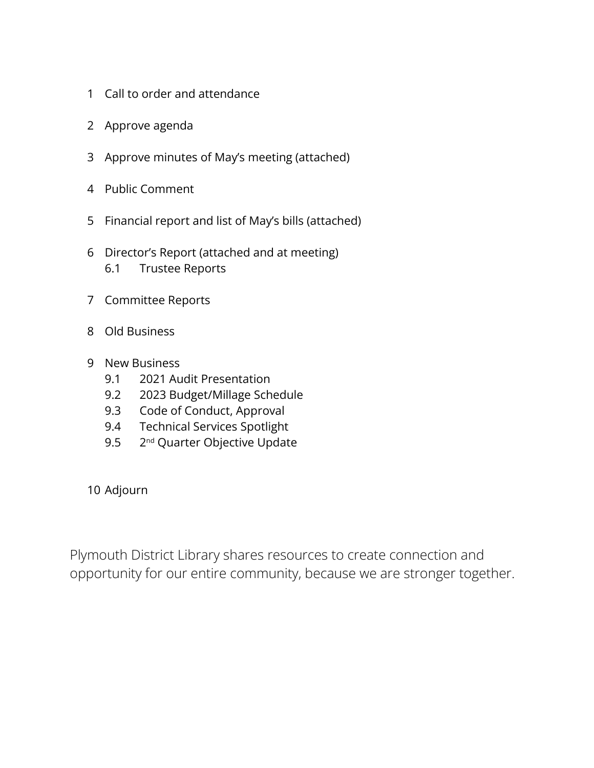1 Call to order and attendance

2 Approve agenda

3 Approve minutes of May's meeting (attached)

4 Public Comment

5 Financial report and list of May's bills (attached)

6 Director's Report (attached and at meeting)
   - 6.1 Trustee Reports

7 Committee Reports

8 Old Business

9 New Business
   - 9.1 2021 Audit Presentation
   - 9.2 2023 Budget/Millage Schedule
   - 9.3 Code of Conduct, Approval
   - 9.4 Technical Services Spotlight
   - 9.5 2nd Quarter Objective Update

10 Adjourn

Plymouth District Library shares resources to create connection and opportunity for our entire community, because we are stronger together.